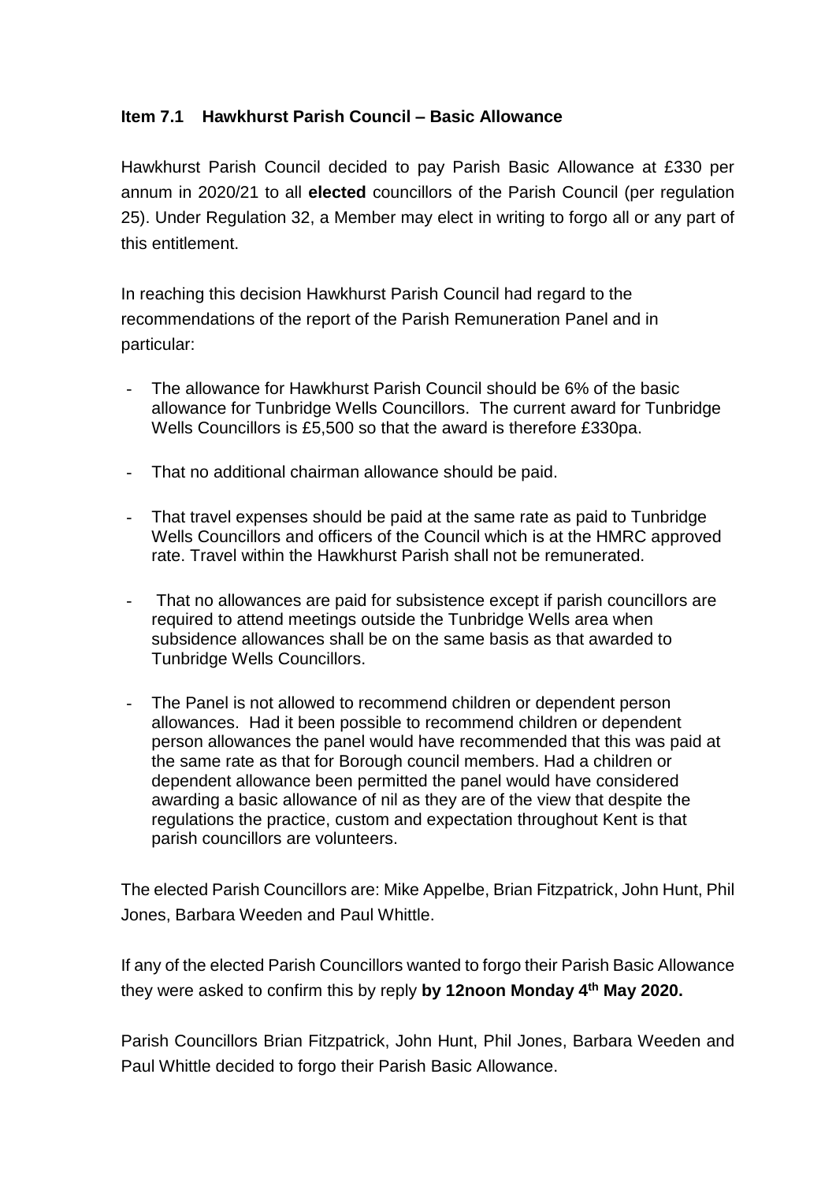### Item 7.1 Hawkhurst Parish Council – Basic Allowance

Hawkhurst Parish Council decided to pay Parish Basic Allowance at £330 per annum in 2020/21 to all **elected** councillors of the Parish Council (per regulation 25). Under Regulation 32, a Member may elect in writing to forgo all or any part of this entitlement.

In reaching this decision Hawkhurst Parish Council had regard to the recommendations of the report of the Parish Remuneration Panel and in particular:

- The allowance for Hawkhurst Parish Council should be 6% of the basic allowance for Tunbridge Wells Councillors. The current award for Tunbridge Wells Councillors is £5,500 so that the award is therefore £330pa.
- That no additional chairman allowance should be paid.
- That travel expenses should be paid at the same rate as paid to Tunbridge Wells Councillors and officers of the Council which is at the HMRC approved rate. Travel within the Hawkhurst Parish shall not be remunerated.
- That no allowances are paid for subsistence except if parish councillors are required to attend meetings outside the Tunbridge Wells area when subsidence allowances shall be on the same basis as that awarded to Tunbridge Wells Councillors.
- The Panel is not allowed to recommend children or dependent person allowances. Had it been possible to recommend children or dependent person allowances the panel would have recommended that this was paid at the same rate as that for Borough council members. Had a children or dependent allowance been permitted the panel would have considered awarding a basic allowance of nil as they are of the view that despite the regulations the practice, custom and expectation throughout Kent is that parish councillors are volunteers.

The elected Parish Councillors are: Mike Appelbe, Brian Fitzpatrick, John Hunt, Phil Jones, Barbara Weeden and Paul Whittle.

If any of the elected Parish Councillors wanted to forgo their Parish Basic Allowance they were asked to confirm this by reply **by 12noon Monday 4th May 2020.**

Parish Councillors Brian Fitzpatrick, John Hunt, Phil Jones, Barbara Weeden and Paul Whittle decided to forgo their Parish Basic Allowance.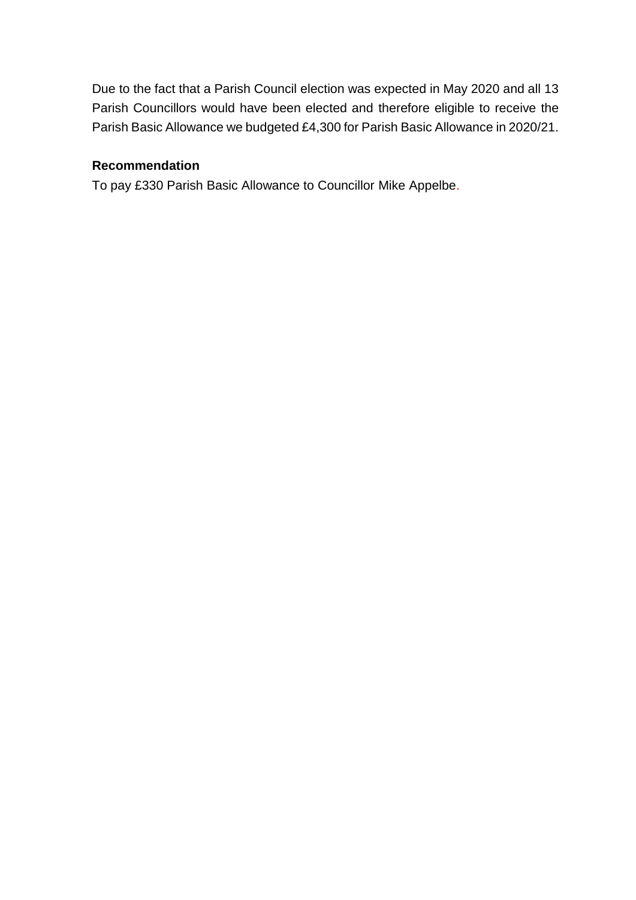Due to the fact that a Parish Council election was expected in May 2020 and all 13 Parish Councillors would have been elected and therefore eligible to receive the Parish Basic Allowance we budgeted £4,300 for Parish Basic Allowance in 2020/21.

**Recommendation**

To pay £330 Parish Basic Allowance to Councillor Mike Appelbe.